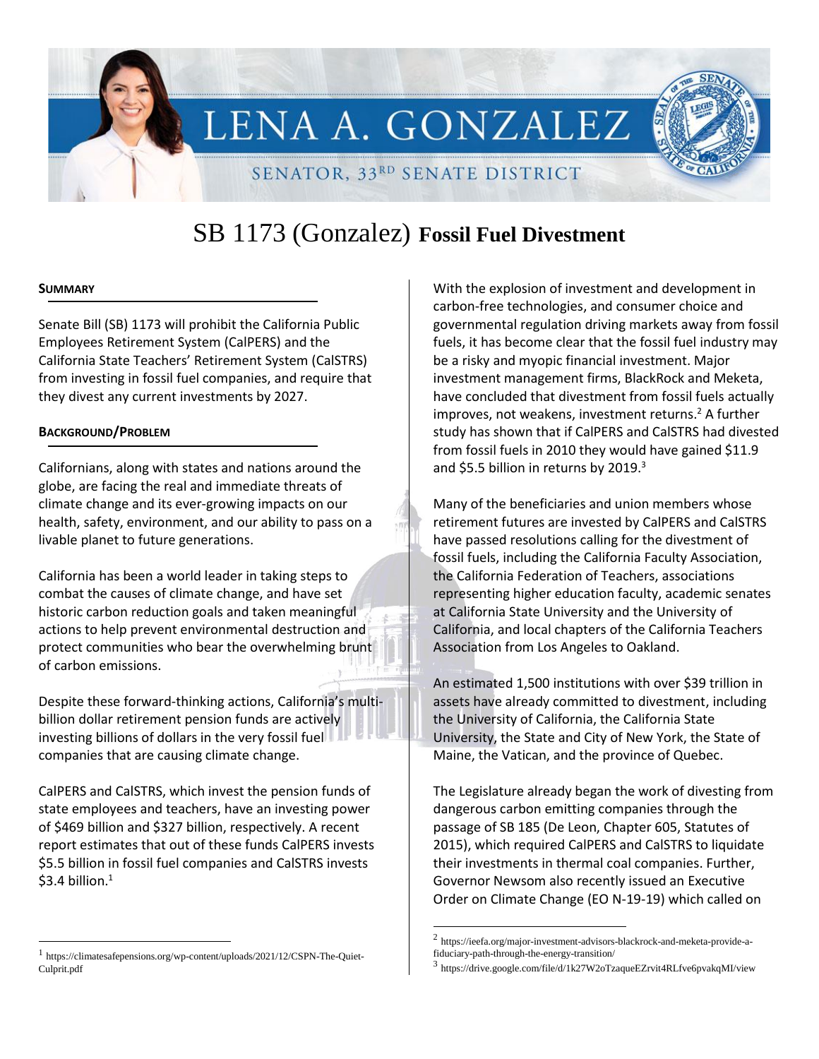LENA A. GONZALEZ

SENATOR, 33RD SENATE DISTRICT

# SB 1173 (Gonzalez) **Fossil Fuel Divestment**

## SUMMARY

Senate Bill (SB) 1173 will prohibit the California Public Employees Retirement System (CalPERS) and the California State Teachers' Retirement System (CalSTRS) from investing in fossil fuel companies, and require that they divest any current investments by 2027.

## BACKGROUND/PROBLEM

Californians, along with states and nations around the globe, are facing the real and immediate threats of climate change and its ever-growing impacts on our health, safety, environment, and our ability to pass on a livable planet to future generations.

California has been a world leader in taking steps to combat the causes of climate change, and have set historic carbon reduction goals and taken meaningful actions to help prevent environmental destruction and protect communities who bear the overwhelming brunt of carbon emissions.

Despite these forward-thinking actions, California's multi-billion dollar retirement pension funds are actively investing billions of dollars in the very fossil fuel companies that are causing climate change.

CalPERS and CalSTRS, which invest the pension funds of state employees and teachers, have an investing power of $469 billion and $327 billion, respectively. A recent report estimates that out of these funds CalPERS invests $5.5 billion in fossil fuel companies and CalSTRS invests $3.4 billion.[1]

With the explosion of investment and development in carbon-free technologies, and consumer choice and governmental regulation driving markets away from fossil fuels, it has become clear that the fossil fuel industry may be a risky and myopic financial investment. Major investment management firms, BlackRock and Meketa, have concluded that divestment from fossil fuels actually improves, not weakens, investment returns.[2] A further study has shown that if CalPERS and CalSTRS had divested from fossil fuels in 2010 they would have gained $11.9 and $5.5 billion in returns by 2019.[3]

Many of the beneficiaries and union members whose retirement futures are invested by CalPERS and CalSTRS have passed resolutions calling for the divestment of fossil fuels, including the California Faculty Association, the California Federation of Teachers, associations representing higher education faculty, academic senates at California State University and the University of California, and local chapters of the California Teachers Association from Los Angeles to Oakland.

An estimated 1,500 institutions with over $39 trillion in assets have already committed to divestment, including the University of California, the California State University, the State and City of New York, the State of Maine, the Vatican, and the province of Quebec.

The Legislature already began the work of divesting from dangerous carbon emitting companies through the passage of SB 185 (De Leon, Chapter 605, Statutes of 2015), which required CalPERS and CalSTRS to liquidate their investments in thermal coal companies. Further, Governor Newsom also recently issued an Executive Order on Climate Change (EO N-19-19) which called on

---

[1] https://climatesafepensions.org/wp-content/uploads/2021/12/CSPN-The-Quiet-Culprit.pdf

[2] https://ieefa.org/major-investment-advisors-blackrock-and-meketa-provide-a-fiduciary-path-through-the-energy-transition/

[3] https://drive.google.com/file/d/1k27W2oTzaqueEZrvit4RLfve6pvakqMI/view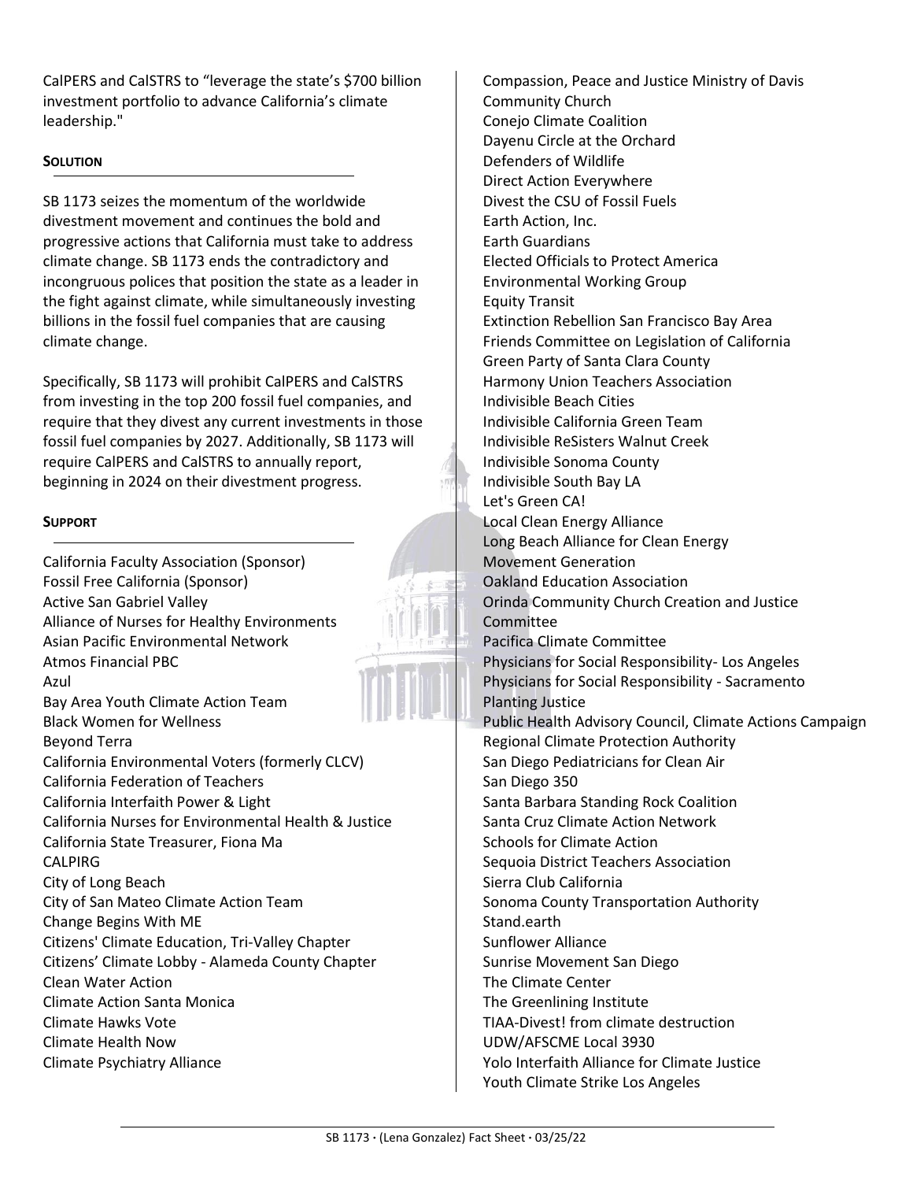CalPERS and CalSTRS to "leverage the state's $700 billion investment portfolio to advance California's climate leadership."

## SOLUTION

SB 1173 seizes the momentum of the worldwide divestment movement and continues the bold and progressive actions that California must take to address climate change. SB 1173 ends the contradictory and incongruous polices that position the state as a leader in the fight against climate, while simultaneously investing billions in the fossil fuel companies that are causing climate change.

Specifically, SB 1173 will prohibit CalPERS and CalSTRS from investing in the top 200 fossil fuel companies, and require that they divest any current investments in those fossil fuel companies by 2027. Additionally, SB 1173 will require CalPERS and CalSTRS to annually report, beginning in 2024 on their divestment progress.

## SUPPORT

California Faculty Association (Sponsor)
Fossil Free California (Sponsor)
Active San Gabriel Valley
Alliance of Nurses for Healthy Environments
Asian Pacific Environmental Network
Atmos Financial PBC
Azul
Bay Area Youth Climate Action Team
Black Women for Wellness
Beyond Terra
California Environmental Voters (formerly CLCV)
California Federation of Teachers
California Interfaith Power & Light
California Nurses for Environmental Health & Justice
California State Treasurer, Fiona Ma
CALPIRG
City of Long Beach
City of San Mateo Climate Action Team
Change Begins With ME
Citizens' Climate Education, Tri-Valley Chapter
Citizens' Climate Lobby - Alameda County Chapter
Clean Water Action
Climate Action Santa Monica
Climate Hawks Vote
Climate Health Now
Climate Psychiatry Alliance
Compassion, Peace and Justice Ministry of Davis Community Church
Conejo Climate Coalition
Dayenu Circle at the Orchard
Defenders of Wildlife
Direct Action Everywhere
Divest the CSU of Fossil Fuels
Earth Action, Inc.
Earth Guardians
Elected Officials to Protect America
Environmental Working Group
Equity Transit
Extinction Rebellion San Francisco Bay Area
Friends Committee on Legislation of California
Green Party of Santa Clara County
Harmony Union Teachers Association
Indivisible Beach Cities
Indivisible California Green Team
Indivisible ReSisters Walnut Creek
Indivisible Sonoma County
Indivisible South Bay LA
Let's Green CA!
Local Clean Energy Alliance
Long Beach Alliance for Clean Energy
Movement Generation
Oakland Education Association
Orinda Community Church Creation and Justice Committee
Pacifica Climate Committee
Physicians for Social Responsibility- Los Angeles
Physicians for Social Responsibility - Sacramento
Planting Justice
Public Health Advisory Council, Climate Actions Campaign
Regional Climate Protection Authority
San Diego Pediatricians for Clean Air
San Diego 350
Santa Barbara Standing Rock Coalition
Santa Cruz Climate Action Network
Schools for Climate Action
Sequoia District Teachers Association
Sierra Club California
Sonoma County Transportation Authority
Stand.earth
Sunflower Alliance
Sunrise Movement San Diego
The Climate Center
The Greenlining Institute
TIAA-Divest! from climate destruction
UDW/AFSCME Local 3930
Yolo Interfaith Alliance for Climate Justice
Youth Climate Strike Los Angeles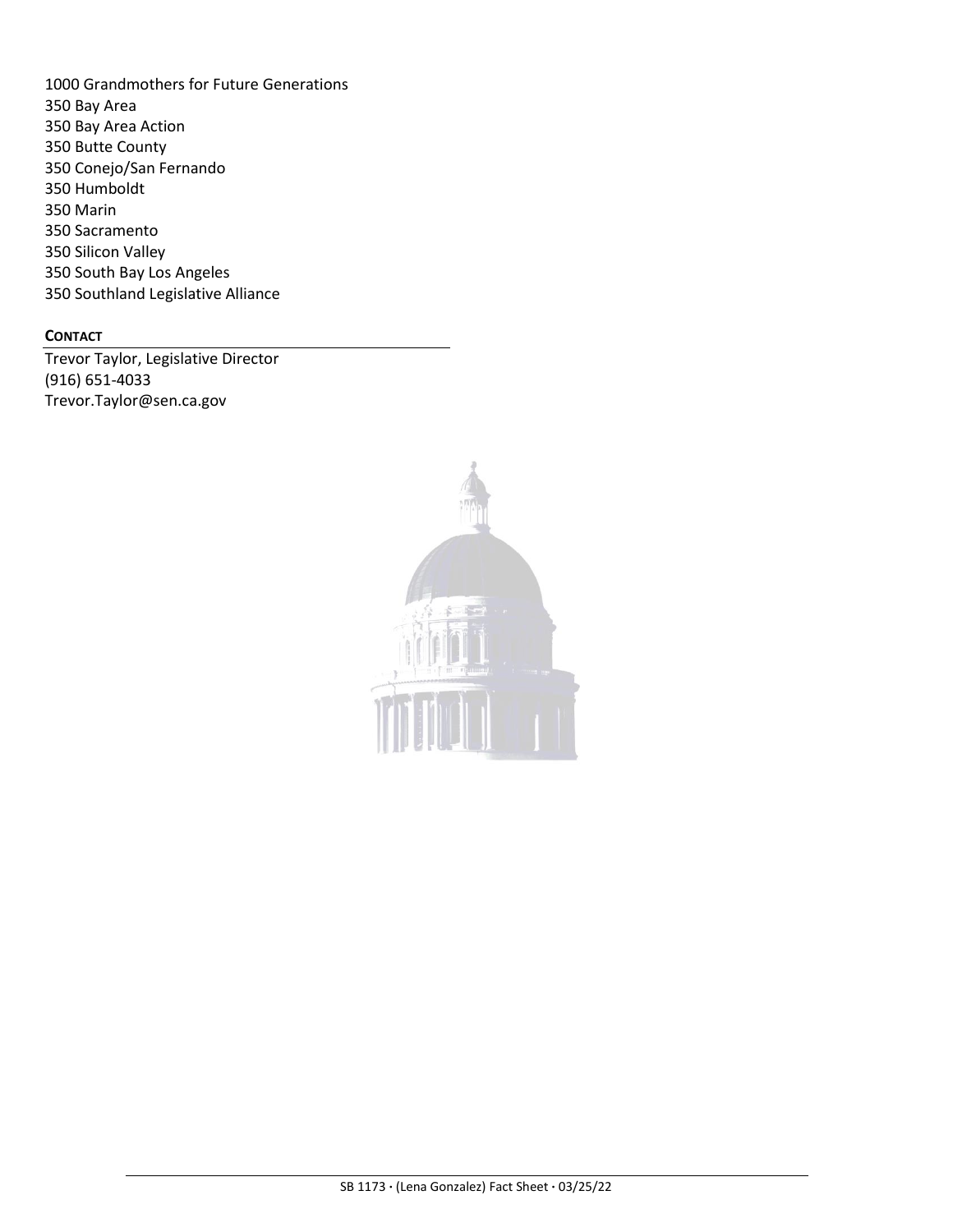1000 Grandmothers for Future Generations
350 Bay Area
350 Bay Area Action
350 Butte County
350 Conejo/San Fernando
350 Humboldt
350 Marin
350 Sacramento
350 Silicon Valley
350 South Bay Los Angeles
350 Southland Legislative Alliance

**CONTACT**

Trevor Taylor, Legislative Director
(916) 651-4033
Trevor.Taylor@sen.ca.gov